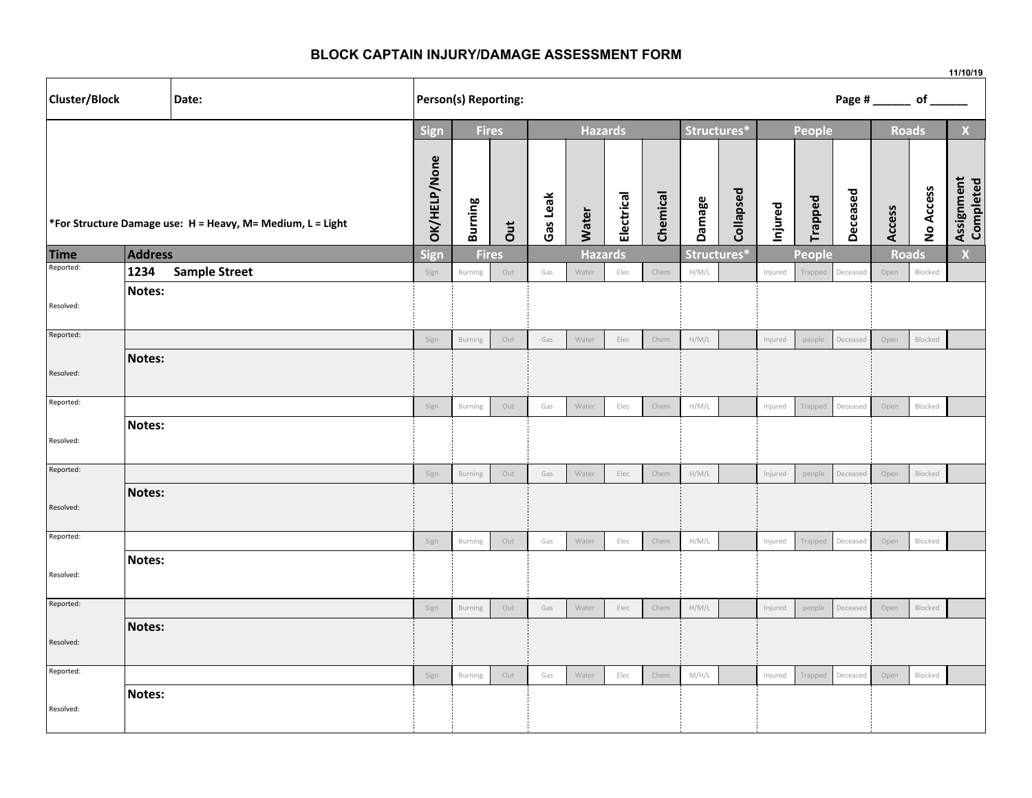# BLOCK CAPTAIN INJURY/DAMAGE ASSESSMENT FORM

11/10/19

| Cluster/Block | Date: | Person(s) Reporting: | Page # ______ of ______ |
|---|---|---|---|

*For Structure Damage use: H = Heavy, M= Medium, L = Light

| Time | Address | Sign | Fires | | Hazards | | | | Structures* | | People | | | Roads | | X |
|---|---|---|---|---|---|---|---|---|---|---|---|---|---|---|---|---|
| | | OK/HELP/None | Burning | Out | Gas Leak | Water | Electrical | Chemical | Damage | Collapsed | Injured | Trapped | Deceased | Access | No Access | Assignment Completed |
| Reported: | 1234 Sample Street | Sign | Burning | Out | Gas | Water | Elec | Chem | H/M/L | | Injured | Trapped | Deceased | Open | Blocked | |
| Resolved: | Notes: | | | | | | | | | | | | | | | |
| Reported: | | Sign | Burning | Out | Gas | Water | Elec | Chem | H/M/L | | Injured | people | Deceased | Open | Blocked | |
| Resolved: | Notes: | | | | | | | | | | | | | | | |
| Reported: | | Sign | Burning | Out | Gas | Water | Elec | Chem | H/M/L | | Injured | Trapped | Deceased | Open | Blocked | |
| Resolved: | Notes: | | | | | | | | | | | | | | | |
| Reported: | | Sign | Burning | Out | Gas | Water | Elec | Chem | H/M/L | | Injured | people | Deceased | Open | Blocked | |
| Resolved: | Notes: | | | | | | | | | | | | | | | |
| Reported: | | Sign | Burning | Out | Gas | Water | Elec | Chem | H/M/L | | Injured | Trapped | Deceased | Open | Blocked | |
| Resolved: | Notes: | | | | | | | | | | | | | | | |
| Reported: | | Sign | Burning | Out | Gas | Water | Elec | Chem | H/M/L | | Injured | people | Deceased | Open | Blocked | |
| Resolved: | Notes: | | | | | | | | | | | | | | | |
| Reported: | | Sign | Burning | Out | Gas | Water | Elec | Chem | M/H/L | | Injured | Trapped | Deceased | Open | Blocked | |
| Resolved: | Notes: | | | | | | | | | | | | | | | |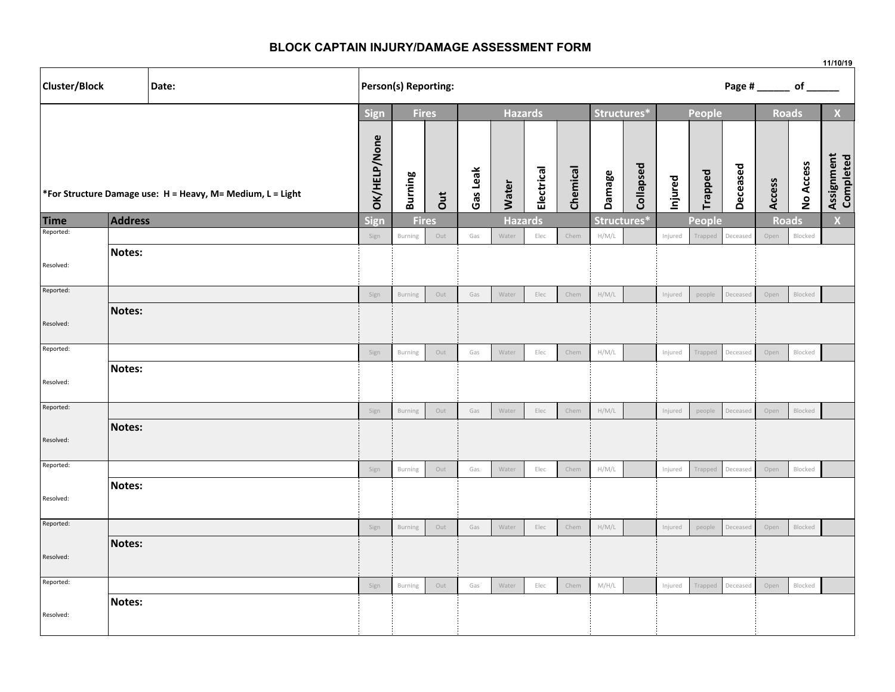# BLOCK CAPTAIN INJURY/DAMAGE ASSESSMENT FORM

11/10/19

| Cluster/Block | Date: | Person(s) Reporting: | Page # ______ of ______ |
|---|---|---|---|

*For Structure Damage use: H = Heavy, M= Medium, L = Light

| | | Sign | Fires | | Hazards | | | | Structures* | | People | | | Roads | | X |
|---|---|---|---|---|---|---|---|---|---|---|---|---|---|---|---|---|
| | | OK/HELP/None | Burning | Out | Gas Leak | Water | Electrical | Chemical | Damage | Collapsed | Injured | Trapped | Deceased | Access | No Access | Assignment Completed |
| **Time** | **Address** | **Sign** | **Fires** | | **Hazards** | | | | **Structures*** | | **People** | | | **Roads** | | **X** |
| Reported: | | Sign | Burning | Out | Gas | Water | Elec | Chem | H/M/L | | Injured | Trapped | Deceased | Open | Blocked | |
| Resolved: | **Notes:** | | | | | | | | | | | | | | | |
| Reported: | | Sign | Burning | Out | Gas | Water | Elec | Chem | H/M/L | | Injured | people | Deceased | Open | Blocked | |
| Resolved: | **Notes:** | | | | | | | | | | | | | | | |
| Reported: | | Sign | Burning | Out | Gas | Water | Elec | Chem | H/M/L | | Injured | Trapped | Deceased | Open | Blocked | |
| Resolved: | **Notes:** | | | | | | | | | | | | | | | |
| Reported: | | Sign | Burning | Out | Gas | Water | Elec | Chem | H/M/L | | Injured | people | Deceased | Open | Blocked | |
| Resolved: | **Notes:** | | | | | | | | | | | | | | | |
| Reported: | | Sign | Burning | Out | Gas | Water | Elec | Chem | H/M/L | | Injured | Trapped | Deceased | Open | Blocked | |
| Resolved: | **Notes:** | | | | | | | | | | | | | | | |
| Reported: | | Sign | Burning | Out | Gas | Water | Elec | Chem | H/M/L | | Injured | people | Deceased | Open | Blocked | |
| Resolved: | **Notes:** | | | | | | | | | | | | | | | |
| Reported: | | Sign | Burning | Out | Gas | Water | Elec | Chem | M/H/L | | Injured | Trapped | Deceased | Open | Blocked | |
| Resolved: | **Notes:** | | | | | | | | | | | | | | | |